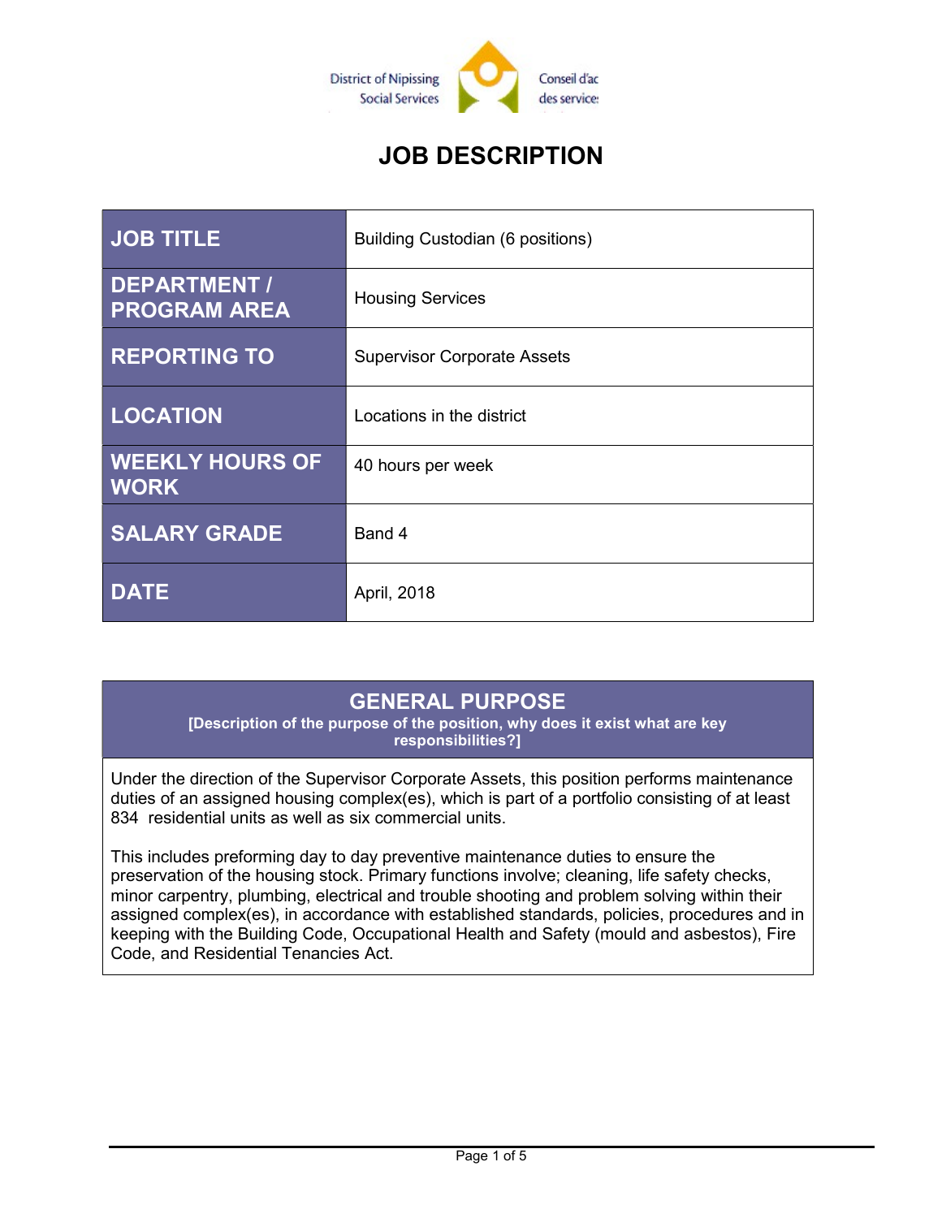# JOB DESCRIPTION

| | |
|---|---|
| **JOB TITLE** | Building Custodian (6 positions) |
| **DEPARTMENT / PROGRAM AREA** | Housing Services |
| **REPORTING TO** | Supervisor Corporate Assets |
| **LOCATION** | Locations in the district |
| **WEEKLY HOURS OF WORK** | 40 hours per week |
| **SALARY GRADE** | Band 4 |
| **DATE** | April, 2018 |

## GENERAL PURPOSE

**[Description of the purpose of the position, why does it exist what are key responsibilities?]**

Under the direction of the Supervisor Corporate Assets, this position performs maintenance duties of an assigned housing complex(es), which is part of a portfolio consisting of at least 834 residential units as well as six commercial units.

This includes preforming day to day preventive maintenance duties to ensure the preservation of the housing stock. Primary functions involve; cleaning, life safety checks, minor carpentry, plumbing, electrical and trouble shooting and problem solving within their assigned complex(es), in accordance with established standards, policies, procedures and in keeping with the Building Code, Occupational Health and Safety (mould and asbestos), Fire Code, and Residential Tenancies Act.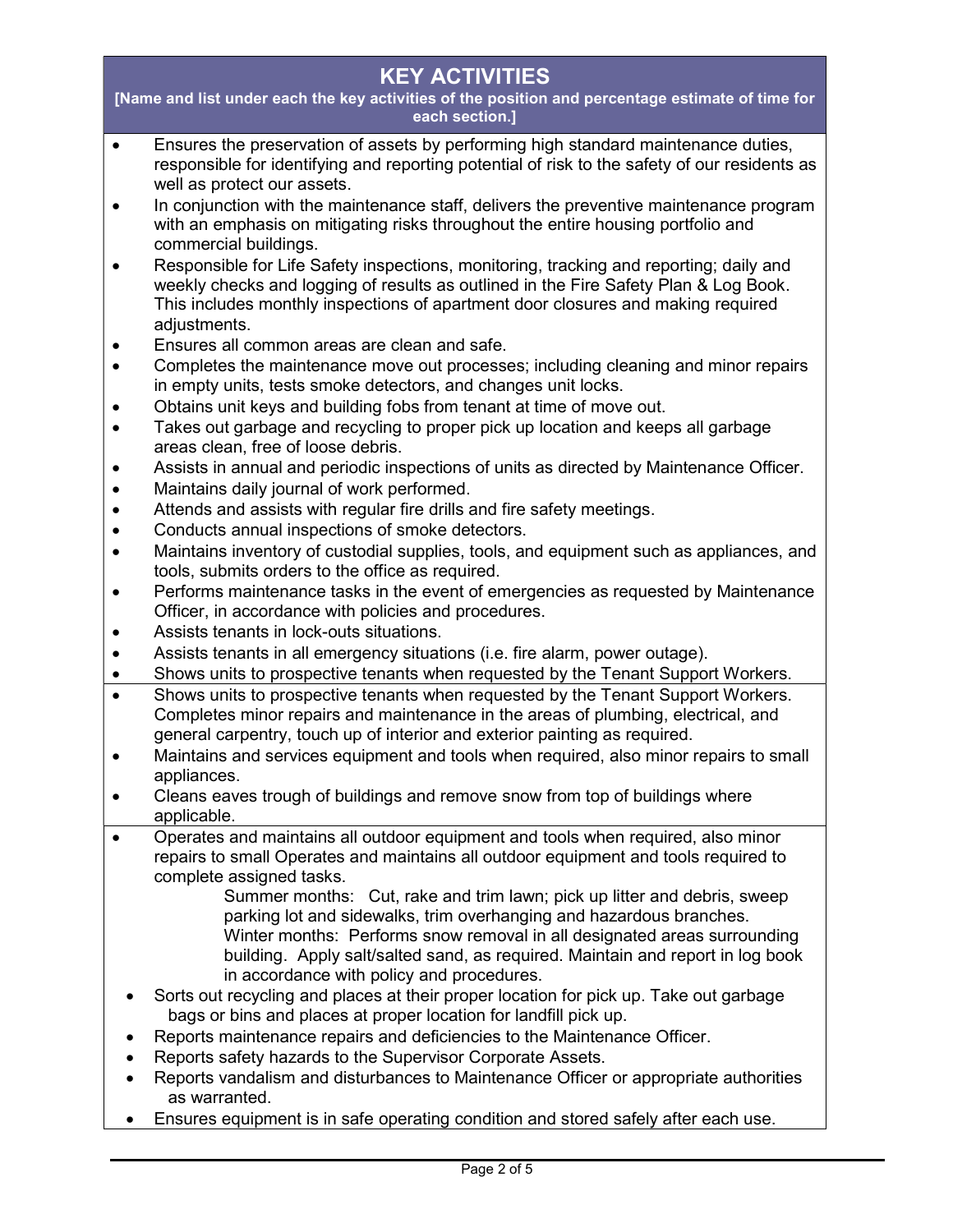## KEY ACTIVITIES

**[Name and list under each the key activities of the position and percentage estimate of time for each section.]**

- Ensures the preservation of assets by performing high standard maintenance duties, responsible for identifying and reporting potential of risk to the safety of our residents as well as protect our assets.
- In conjunction with the maintenance staff, delivers the preventive maintenance program with an emphasis on mitigating risks throughout the entire housing portfolio and commercial buildings.
- Responsible for Life Safety inspections, monitoring, tracking and reporting; daily and weekly checks and logging of results as outlined in the Fire Safety Plan & Log Book. This includes monthly inspections of apartment door closures and making required adjustments.
- Ensures all common areas are clean and safe.
- Completes the maintenance move out processes; including cleaning and minor repairs in empty units, tests smoke detectors, and changes unit locks.
- Obtains unit keys and building fobs from tenant at time of move out.
- Takes out garbage and recycling to proper pick up location and keeps all garbage areas clean, free of loose debris.
- Assists in annual and periodic inspections of units as directed by Maintenance Officer.
- Maintains daily journal of work performed.
- Attends and assists with regular fire drills and fire safety meetings.
- Conducts annual inspections of smoke detectors.
- Maintains inventory of custodial supplies, tools, and equipment such as appliances, and tools, submits orders to the office as required.
- Performs maintenance tasks in the event of emergencies as requested by Maintenance Officer, in accordance with policies and procedures.
- Assists tenants in lock-outs situations.
- Assists tenants in all emergency situations (i.e. fire alarm, power outage).
- Shows units to prospective tenants when requested by the Tenant Support Workers.
- Shows units to prospective tenants when requested by the Tenant Support Workers. Completes minor repairs and maintenance in the areas of plumbing, electrical, and general carpentry, touch up of interior and exterior painting as required.
- Maintains and services equipment and tools when required, also minor repairs to small appliances.
- Cleans eaves trough of buildings and remove snow from top of buildings where applicable.
- Operates and maintains all outdoor equipment and tools when required, also minor repairs to small Operates and maintains all outdoor equipment and tools required to complete assigned tasks.

  Summer months: Cut, rake and trim lawn; pick up litter and debris, sweep parking lot and sidewalks, trim overhanging and hazardous branches.

  Winter months: Performs snow removal in all designated areas surrounding building. Apply salt/salted sand, as required. Maintain and report in log book in accordance with policy and procedures.
- Sorts out recycling and places at their proper location for pick up. Take out garbage bags or bins and places at proper location for landfill pick up.
- Reports maintenance repairs and deficiencies to the Maintenance Officer.
- Reports safety hazards to the Supervisor Corporate Assets.
- Reports vandalism and disturbances to Maintenance Officer or appropriate authorities as warranted.
- Ensures equipment is in safe operating condition and stored safely after each use.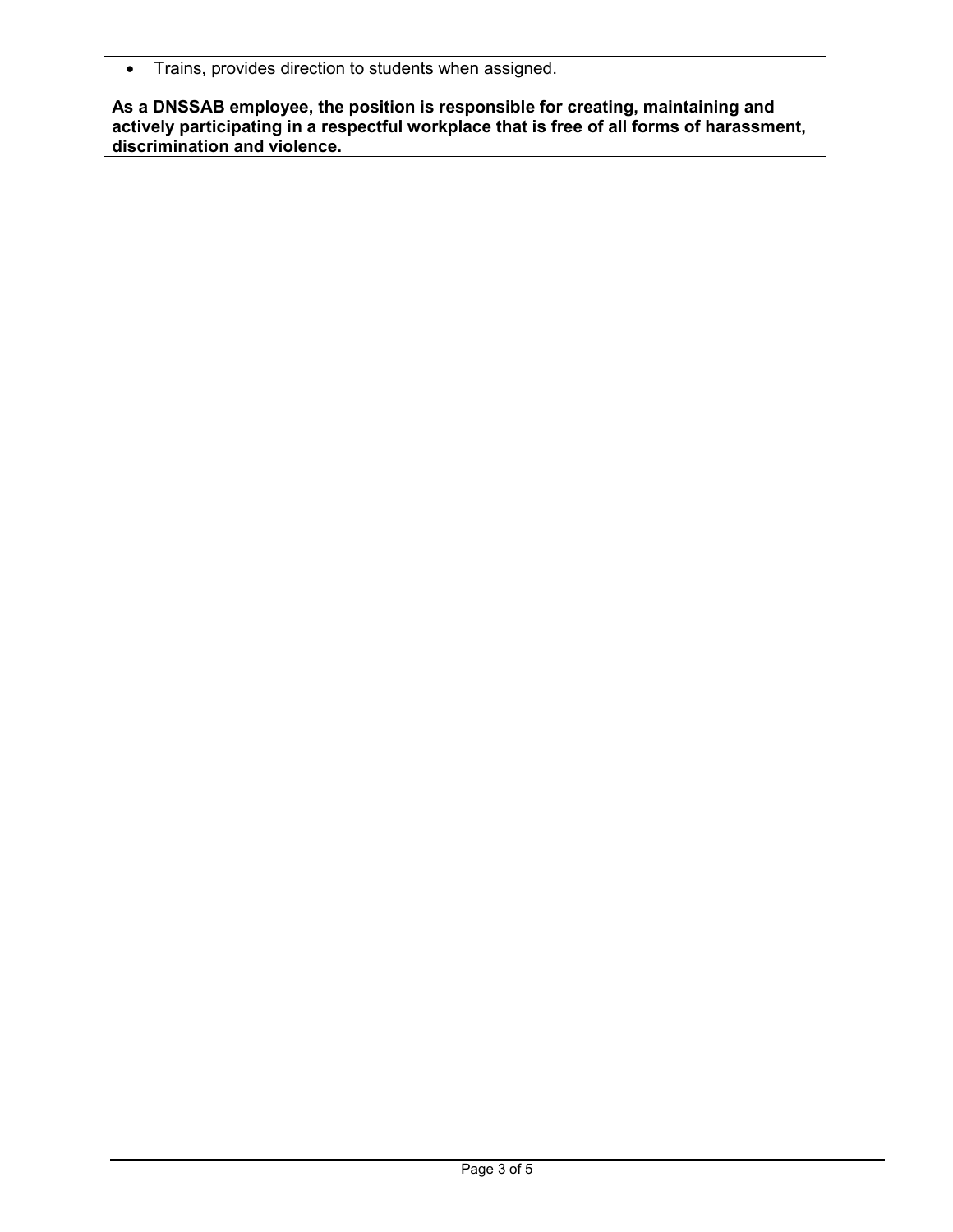- Trains, provides direction to students when assigned.

**As a DNSSAB employee, the position is responsible for creating, maintaining and actively participating in a respectful workplace that is free of all forms of harassment, discrimination and violence.**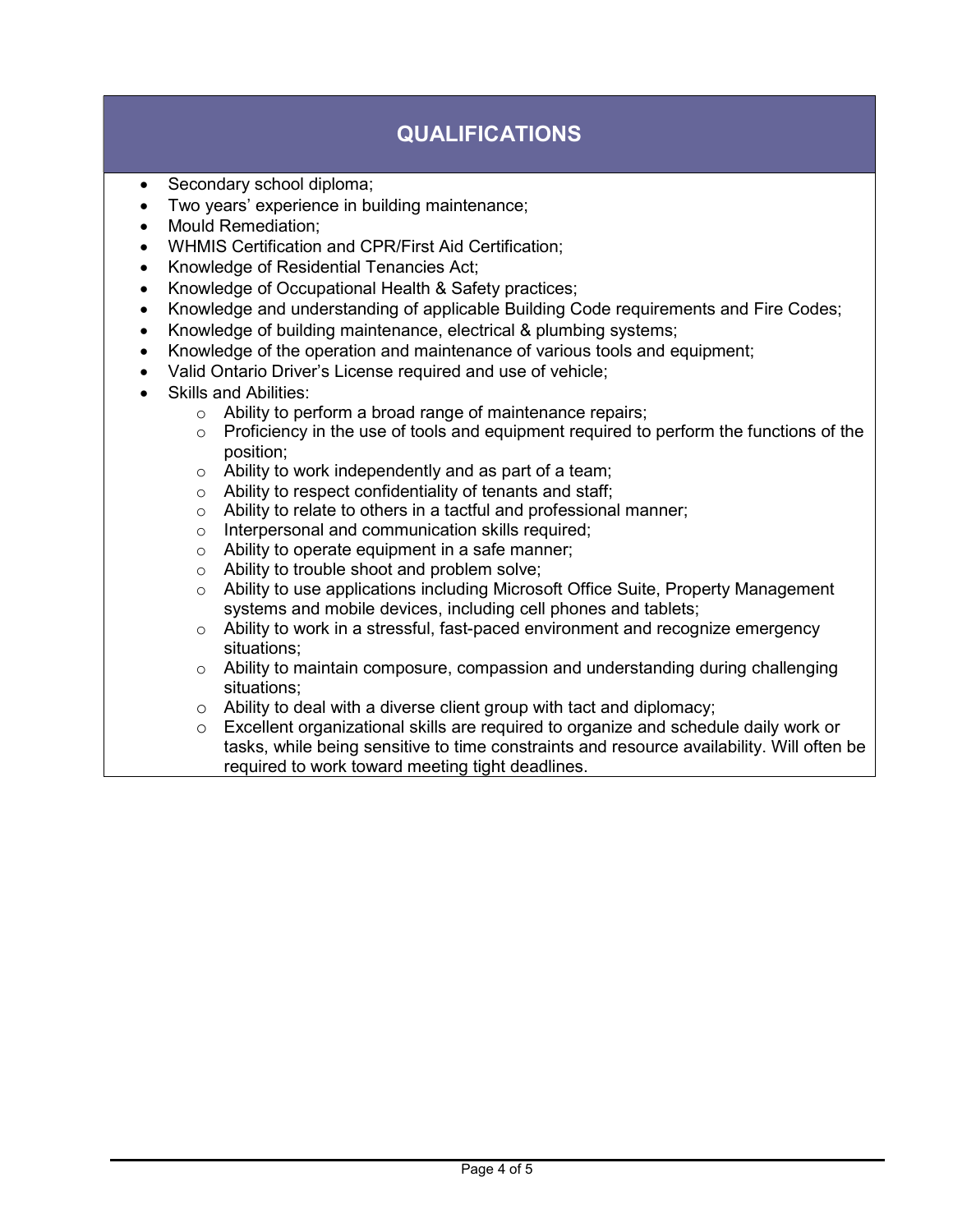## QUALIFICATIONS

- Secondary school diploma;
- Two years' experience in building maintenance;
- Mould Remediation;
- WHMIS Certification and CPR/First Aid Certification;
- Knowledge of Residential Tenancies Act;
- Knowledge of Occupational Health & Safety practices;
- Knowledge and understanding of applicable Building Code requirements and Fire Codes;
- Knowledge of building maintenance, electrical & plumbing systems;
- Knowledge of the operation and maintenance of various tools and equipment;
- Valid Ontario Driver's License required and use of vehicle;
- Skills and Abilities:
  - Ability to perform a broad range of maintenance repairs;
  - Proficiency in the use of tools and equipment required to perform the functions of the position;
  - Ability to work independently and as part of a team;
  - Ability to respect confidentiality of tenants and staff;
  - Ability to relate to others in a tactful and professional manner;
  - Interpersonal and communication skills required;
  - Ability to operate equipment in a safe manner;
  - Ability to trouble shoot and problem solve;
  - Ability to use applications including Microsoft Office Suite, Property Management systems and mobile devices, including cell phones and tablets;
  - Ability to work in a stressful, fast-paced environment and recognize emergency situations;
  - Ability to maintain composure, compassion and understanding during challenging situations;
  - Ability to deal with a diverse client group with tact and diplomacy;
  - Excellent organizational skills are required to organize and schedule daily work or tasks, while being sensitive to time constraints and resource availability. Will often be required to work toward meeting tight deadlines.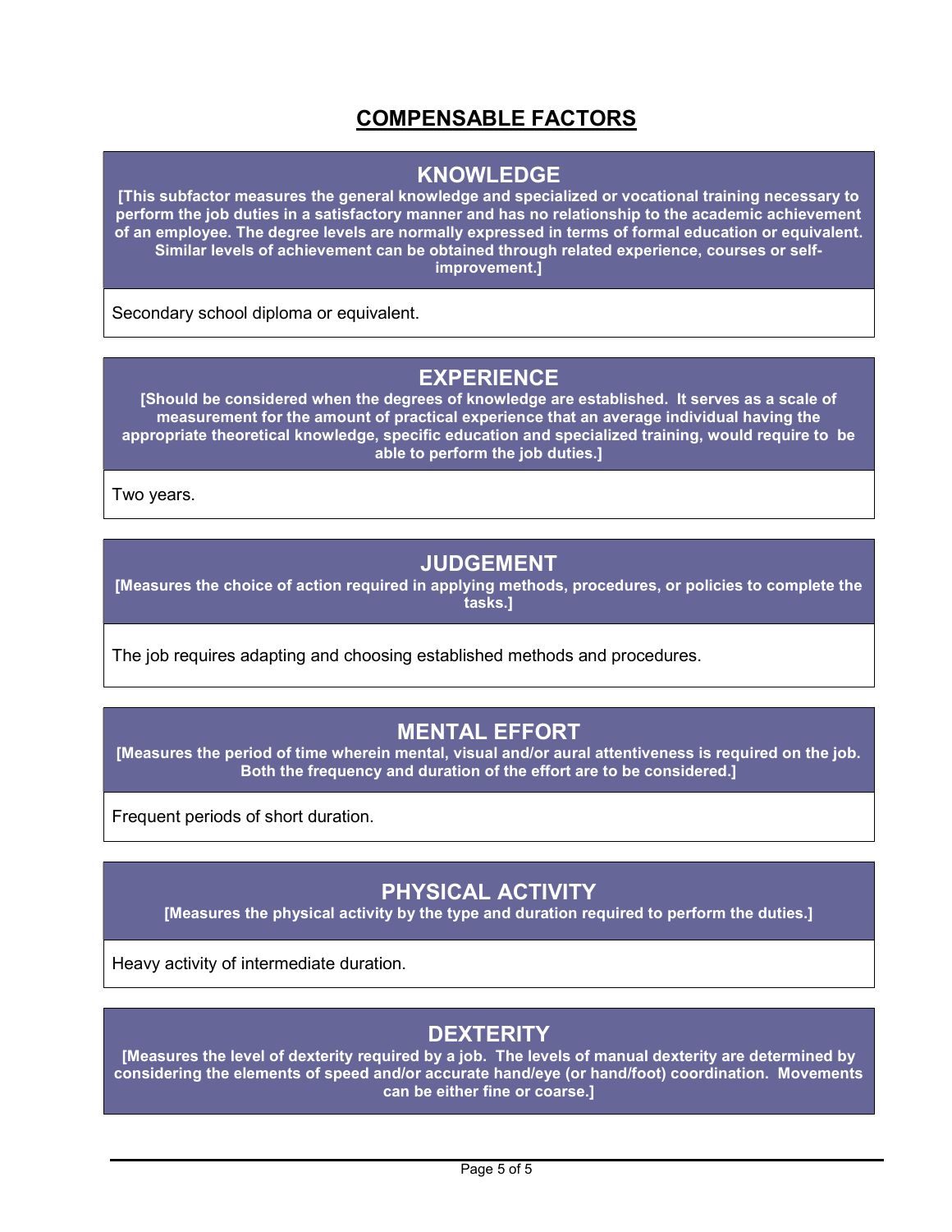# COMPENSABLE FACTORS

## KNOWLEDGE

**[This subfactor measures the general knowledge and specialized or vocational training necessary to perform the job duties in a satisfactory manner and has no relationship to the academic achievement of an employee. The degree levels are normally expressed in terms of formal education or equivalent. Similar levels of achievement can be obtained through related experience, courses or self-improvement.]**

Secondary school diploma or equivalent.

## EXPERIENCE

**[Should be considered when the degrees of knowledge are established. It serves as a scale of measurement for the amount of practical experience that an average individual having the appropriate theoretical knowledge, specific education and specialized training, would require to be able to perform the job duties.]**

Two years.

## JUDGEMENT

**[Measures the choice of action required in applying methods, procedures, or policies to complete the tasks.]**

The job requires adapting and choosing established methods and procedures.

## MENTAL EFFORT

**[Measures the period of time wherein mental, visual and/or aural attentiveness is required on the job. Both the frequency and duration of the effort are to be considered.]**

Frequent periods of short duration.

## PHYSICAL ACTIVITY

**[Measures the physical activity by the type and duration required to perform the duties.]**

Heavy activity of intermediate duration.

## DEXTERITY

**[Measures the level of dexterity required by a job. The levels of manual dexterity are determined by considering the elements of speed and/or accurate hand/eye (or hand/foot) coordination. Movements can be either fine or coarse.]**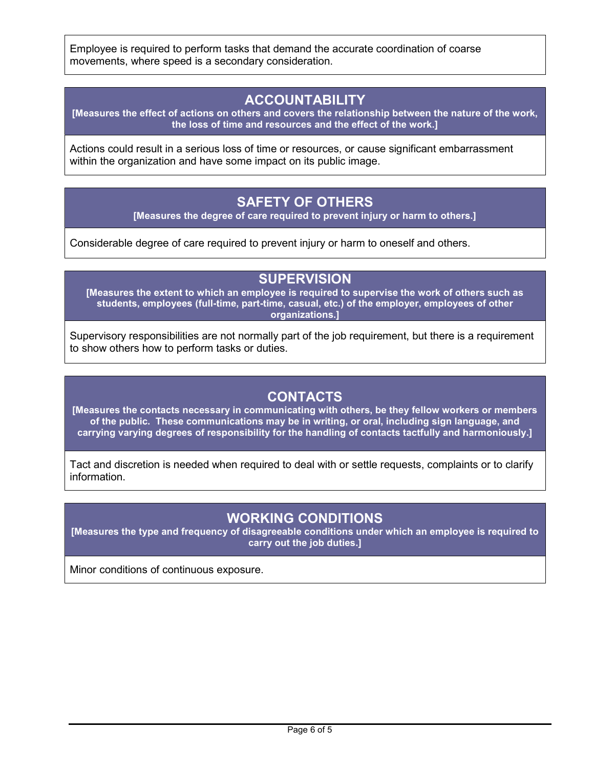Employee is required to perform tasks that demand the accurate coordination of coarse movements, where speed is a secondary consideration.

## ACCOUNTABILITY

**[Measures the effect of actions on others and covers the relationship between the nature of the work, the loss of time and resources and the effect of the work.]**

Actions could result in a serious loss of time or resources, or cause significant embarrassment within the organization and have some impact on its public image.

## SAFETY OF OTHERS

**[Measures the degree of care required to prevent injury or harm to others.]**

Considerable degree of care required to prevent injury or harm to oneself and others.

## SUPERVISION

**[Measures the extent to which an employee is required to supervise the work of others such as students, employees (full-time, part-time, casual, etc.) of the employer, employees of other organizations.]**

Supervisory responsibilities are not normally part of the job requirement, but there is a requirement to show others how to perform tasks or duties.

## CONTACTS

**[Measures the contacts necessary in communicating with others, be they fellow workers or members of the public. These communications may be in writing, or oral, including sign language, and carrying varying degrees of responsibility for the handling of contacts tactfully and harmoniously.]**

Tact and discretion is needed when required to deal with or settle requests, complaints or to clarify information.

## WORKING CONDITIONS

**[Measures the type and frequency of disagreeable conditions under which an employee is required to carry out the job duties.]**

Minor conditions of continuous exposure.